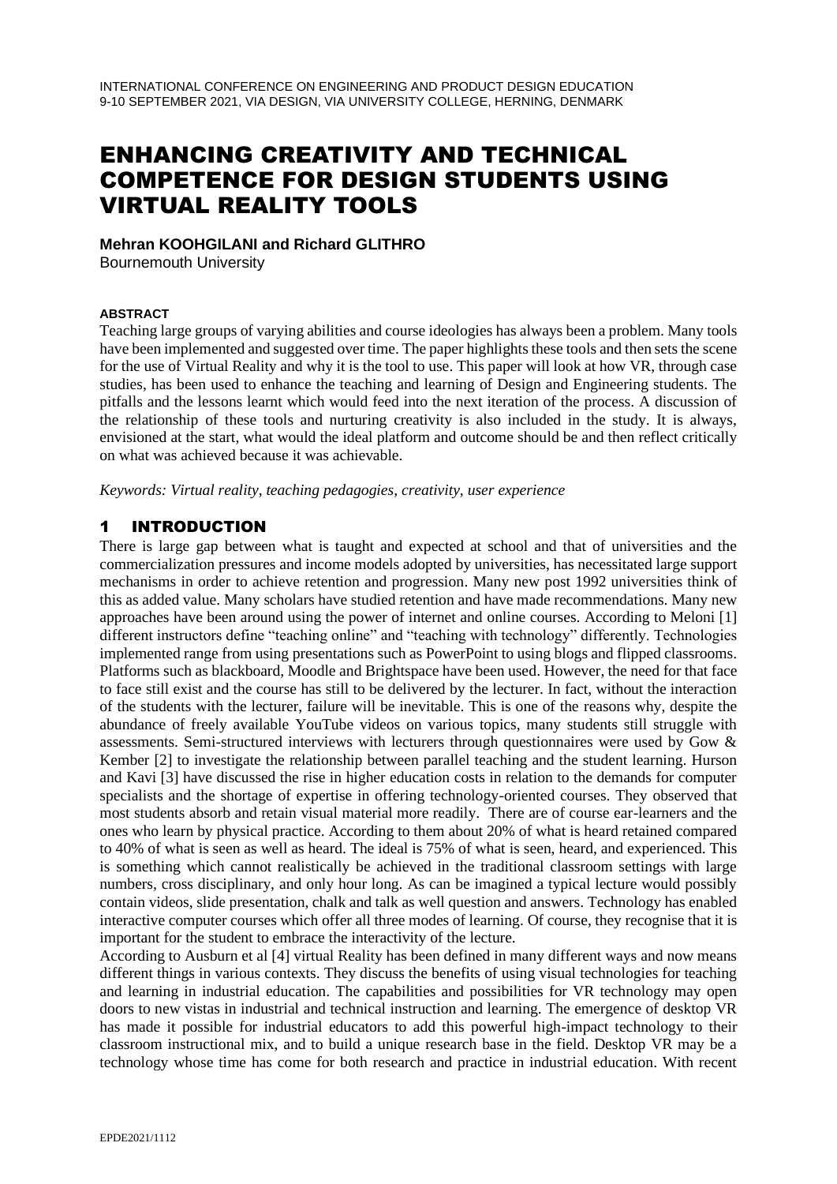# ENHANCING CREATIVITY AND TECHNICAL COMPETENCE FOR DESIGN STUDENTS USING VIRTUAL REALITY TOOLS

**Mehran KOOHGILANI and Richard GLITHRO**
Bournemouth University

#### ABSTRACT

Teaching large groups of varying abilities and course ideologies has always been a problem. Many tools have been implemented and suggested over time. The paper highlights these tools and then sets the scene for the use of Virtual Reality and why it is the tool to use. This paper will look at how VR, through case studies, has been used to enhance the teaching and learning of Design and Engineering students. The pitfalls and the lessons learnt which would feed into the next iteration of the process. A discussion of the relationship of these tools and nurturing creativity is also included in the study. It is always, envisioned at the start, what would the ideal platform and outcome should be and then reflect critically on what was achieved because it was achievable.

*Keywords: Virtual reality, teaching pedagogies, creativity, user experience*

## 1 INTRODUCTION

There is large gap between what is taught and expected at school and that of universities and the commercialization pressures and income models adopted by universities, has necessitated large support mechanisms in order to achieve retention and progression. Many new post 1992 universities think of this as added value. Many scholars have studied retention and have made recommendations. Many new approaches have been around using the power of internet and online courses. According to Meloni [1] different instructors define "teaching online" and "teaching with technology" differently. Technologies implemented range from using presentations such as PowerPoint to using blogs and flipped classrooms. Platforms such as blackboard, Moodle and Brightspace have been used. However, the need for that face to face still exist and the course has still to be delivered by the lecturer. In fact, without the interaction of the students with the lecturer, failure will be inevitable. This is one of the reasons why, despite the abundance of freely available YouTube videos on various topics, many students still struggle with assessments. Semi-structured interviews with lecturers through questionnaires were used by Gow & Kember [2] to investigate the relationship between parallel teaching and the student learning. Hurson and Kavi [3] have discussed the rise in higher education costs in relation to the demands for computer specialists and the shortage of expertise in offering technology-oriented courses. They observed that most students absorb and retain visual material more readily. There are of course ear-learners and the ones who learn by physical practice. According to them about 20% of what is heard retained compared to 40% of what is seen as well as heard. The ideal is 75% of what is seen, heard, and experienced. This is something which cannot realistically be achieved in the traditional classroom settings with large numbers, cross disciplinary, and only hour long. As can be imagined a typical lecture would possibly contain videos, slide presentation, chalk and talk as well question and answers. Technology has enabled interactive computer courses which offer all three modes of learning. Of course, they recognise that it is important for the student to embrace the interactivity of the lecture.

According to Ausburn et al [4] virtual Reality has been defined in many different ways and now means different things in various contexts. They discuss the benefits of using visual technologies for teaching and learning in industrial education. The capabilities and possibilities for VR technology may open doors to new vistas in industrial and technical instruction and learning. The emergence of desktop VR has made it possible for industrial educators to add this powerful high-impact technology to their classroom instructional mix, and to build a unique research base in the field. Desktop VR may be a technology whose time has come for both research and practice in industrial education. With recent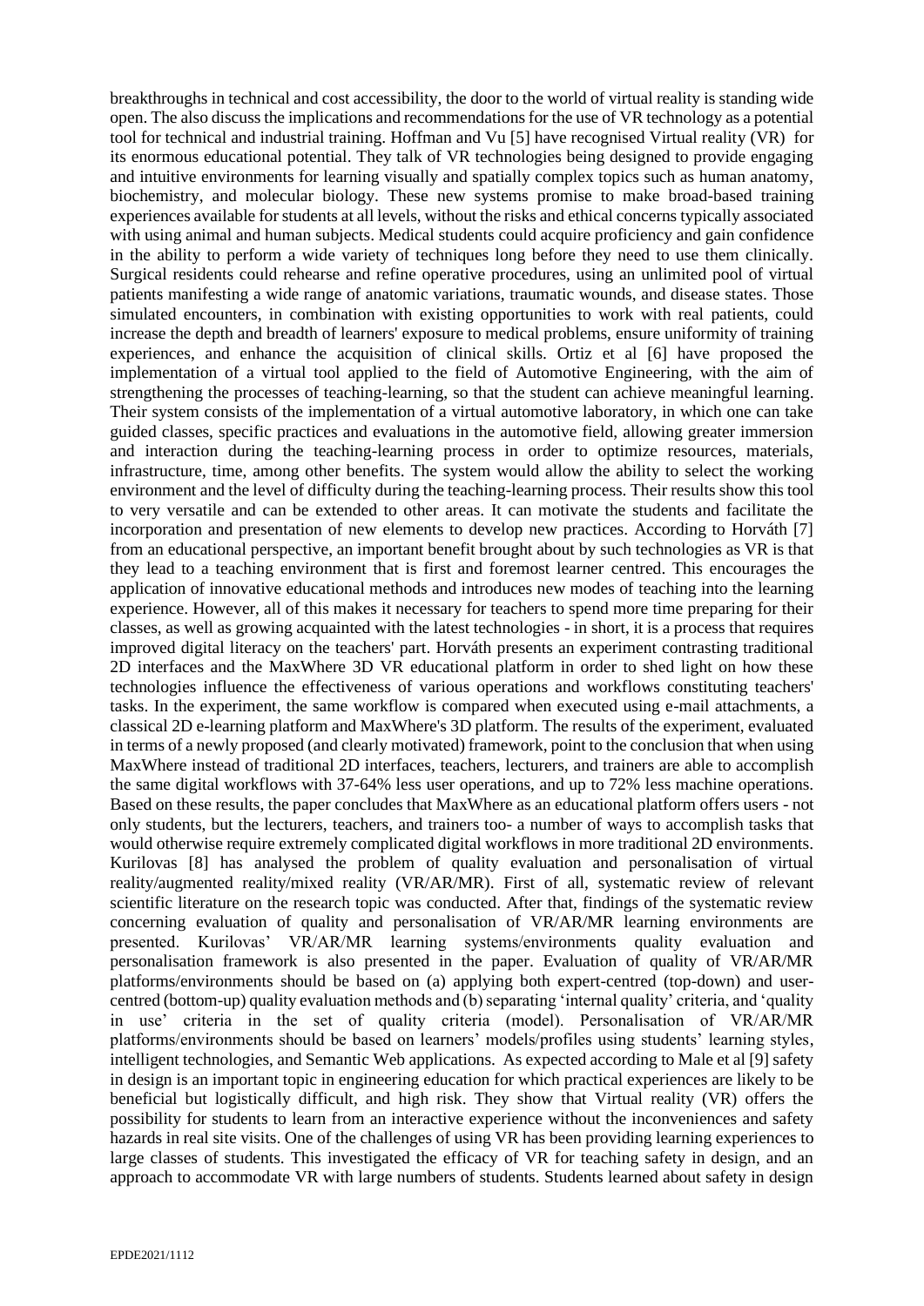breakthroughs in technical and cost accessibility, the door to the world of virtual reality is standing wide open. The also discuss the implications and recommendations for the use of VR technology as a potential tool for technical and industrial training. Hoffman and Vu [5] have recognised Virtual reality (VR) for its enormous educational potential. They talk of VR technologies being designed to provide engaging and intuitive environments for learning visually and spatially complex topics such as human anatomy, biochemistry, and molecular biology. These new systems promise to make broad-based training experiences available for students at all levels, without the risks and ethical concerns typically associated with using animal and human subjects. Medical students could acquire proficiency and gain confidence in the ability to perform a wide variety of techniques long before they need to use them clinically. Surgical residents could rehearse and refine operative procedures, using an unlimited pool of virtual patients manifesting a wide range of anatomic variations, traumatic wounds, and disease states. Those simulated encounters, in combination with existing opportunities to work with real patients, could increase the depth and breadth of learners' exposure to medical problems, ensure uniformity of training experiences, and enhance the acquisition of clinical skills. Ortiz et al [6] have proposed the implementation of a virtual tool applied to the field of Automotive Engineering, with the aim of strengthening the processes of teaching-learning, so that the student can achieve meaningful learning. Their system consists of the implementation of a virtual automotive laboratory, in which one can take guided classes, specific practices and evaluations in the automotive field, allowing greater immersion and interaction during the teaching-learning process in order to optimize resources, materials, infrastructure, time, among other benefits. The system would allow the ability to select the working environment and the level of difficulty during the teaching-learning process. Their results show this tool to very versatile and can be extended to other areas. It can motivate the students and facilitate the incorporation and presentation of new elements to develop new practices. According to Horváth [7] from an educational perspective, an important benefit brought about by such technologies as VR is that they lead to a teaching environment that is first and foremost learner centred. This encourages the application of innovative educational methods and introduces new modes of teaching into the learning experience. However, all of this makes it necessary for teachers to spend more time preparing for their classes, as well as growing acquainted with the latest technologies - in short, it is a process that requires improved digital literacy on the teachers' part. Horváth presents an experiment contrasting traditional 2D interfaces and the MaxWhere 3D VR educational platform in order to shed light on how these technologies influence the effectiveness of various operations and workflows constituting teachers' tasks. In the experiment, the same workflow is compared when executed using e-mail attachments, a classical 2D e-learning platform and MaxWhere's 3D platform. The results of the experiment, evaluated in terms of a newly proposed (and clearly motivated) framework, point to the conclusion that when using MaxWhere instead of traditional 2D interfaces, teachers, lecturers, and trainers are able to accomplish the same digital workflows with 37-64% less user operations, and up to 72% less machine operations. Based on these results, the paper concludes that MaxWhere as an educational platform offers users - not only students, but the lecturers, teachers, and trainers too- a number of ways to accomplish tasks that would otherwise require extremely complicated digital workflows in more traditional 2D environments. Kurilovas [8] has analysed the problem of quality evaluation and personalisation of virtual reality/augmented reality/mixed reality (VR/AR/MR). First of all, systematic review of relevant scientific literature on the research topic was conducted. After that, findings of the systematic review concerning evaluation of quality and personalisation of VR/AR/MR learning environments are presented. Kurilovas' VR/AR/MR learning systems/environments quality evaluation and personalisation framework is also presented in the paper. Evaluation of quality of VR/AR/MR platforms/environments should be based on (a) applying both expert-centred (top-down) and user-centred (bottom-up) quality evaluation methods and (b) separating 'internal quality' criteria, and 'quality in use' criteria in the set of quality criteria (model). Personalisation of VR/AR/MR platforms/environments should be based on learners' models/profiles using students' learning styles, intelligent technologies, and Semantic Web applications. As expected according to Male et al [9] safety in design is an important topic in engineering education for which practical experiences are likely to be beneficial but logistically difficult, and high risk. They show that Virtual reality (VR) offers the possibility for students to learn from an interactive experience without the inconveniences and safety hazards in real site visits. One of the challenges of using VR has been providing learning experiences to large classes of students. This investigated the efficacy of VR for teaching safety in design, and an approach to accommodate VR with large numbers of students. Students learned about safety in design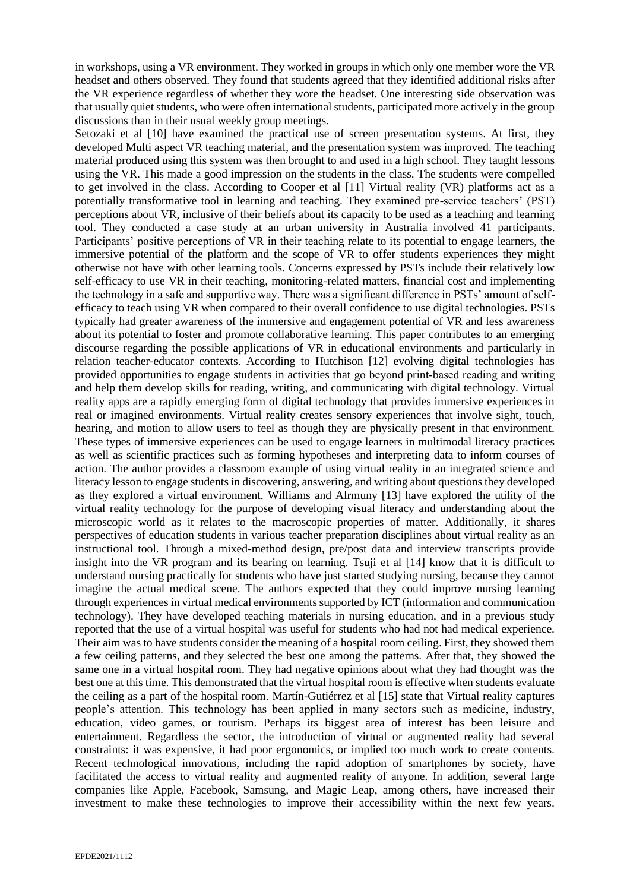in workshops, using a VR environment. They worked in groups in which only one member wore the VR headset and others observed. They found that students agreed that they identified additional risks after the VR experience regardless of whether they wore the headset. One interesting side observation was that usually quiet students, who were often international students, participated more actively in the group discussions than in their usual weekly group meetings.

Setozaki et al [10] have examined the practical use of screen presentation systems. At first, they developed Multi aspect VR teaching material, and the presentation system was improved. The teaching material produced using this system was then brought to and used in a high school. They taught lessons using the VR. This made a good impression on the students in the class. The students were compelled to get involved in the class. According to Cooper et al [11] Virtual reality (VR) platforms act as a potentially transformative tool in learning and teaching. They examined pre-service teachers' (PST) perceptions about VR, inclusive of their beliefs about its capacity to be used as a teaching and learning tool. They conducted a case study at an urban university in Australia involved 41 participants. Participants' positive perceptions of VR in their teaching relate to its potential to engage learners, the immersive potential of the platform and the scope of VR to offer students experiences they might otherwise not have with other learning tools. Concerns expressed by PSTs include their relatively low self-efficacy to use VR in their teaching, monitoring-related matters, financial cost and implementing the technology in a safe and supportive way. There was a significant difference in PSTs' amount of self-efficacy to teach using VR when compared to their overall confidence to use digital technologies. PSTs typically had greater awareness of the immersive and engagement potential of VR and less awareness about its potential to foster and promote collaborative learning. This paper contributes to an emerging discourse regarding the possible applications of VR in educational environments and particularly in relation teacher-educator contexts. According to Hutchison [12] evolving digital technologies has provided opportunities to engage students in activities that go beyond print-based reading and writing and help them develop skills for reading, writing, and communicating with digital technology. Virtual reality apps are a rapidly emerging form of digital technology that provides immersive experiences in real or imagined environments. Virtual reality creates sensory experiences that involve sight, touch, hearing, and motion to allow users to feel as though they are physically present in that environment. These types of immersive experiences can be used to engage learners in multimodal literacy practices as well as scientific practices such as forming hypotheses and interpreting data to inform courses of action. The author provides a classroom example of using virtual reality in an integrated science and literacy lesson to engage students in discovering, answering, and writing about questions they developed as they explored a virtual environment. Williams and Alrmuny [13] have explored the utility of the virtual reality technology for the purpose of developing visual literacy and understanding about the microscopic world as it relates to the macroscopic properties of matter. Additionally, it shares perspectives of education students in various teacher preparation disciplines about virtual reality as an instructional tool. Through a mixed-method design, pre/post data and interview transcripts provide insight into the VR program and its bearing on learning. Tsuji et al [14] know that it is difficult to understand nursing practically for students who have just started studying nursing, because they cannot imagine the actual medical scene. The authors expected that they could improve nursing learning through experiences in virtual medical environments supported by ICT (information and communication technology). They have developed teaching materials in nursing education, and in a previous study reported that the use of a virtual hospital was useful for students who had not had medical experience. Their aim was to have students consider the meaning of a hospital room ceiling. First, they showed them a few ceiling patterns, and they selected the best one among the patterns. After that, they showed the same one in a virtual hospital room. They had negative opinions about what they had thought was the best one at this time. This demonstrated that the virtual hospital room is effective when students evaluate the ceiling as a part of the hospital room. Martín-Gutiérrez et al [15] state that Virtual reality captures people's attention. This technology has been applied in many sectors such as medicine, industry, education, video games, or tourism. Perhaps its biggest area of interest has been leisure and entertainment. Regardless the sector, the introduction of virtual or augmented reality had several constraints: it was expensive, it had poor ergonomics, or implied too much work to create contents. Recent technological innovations, including the rapid adoption of smartphones by society, have facilitated the access to virtual reality and augmented reality of anyone. In addition, several large companies like Apple, Facebook, Samsung, and Magic Leap, among others, have increased their investment to make these technologies to improve their accessibility within the next few years.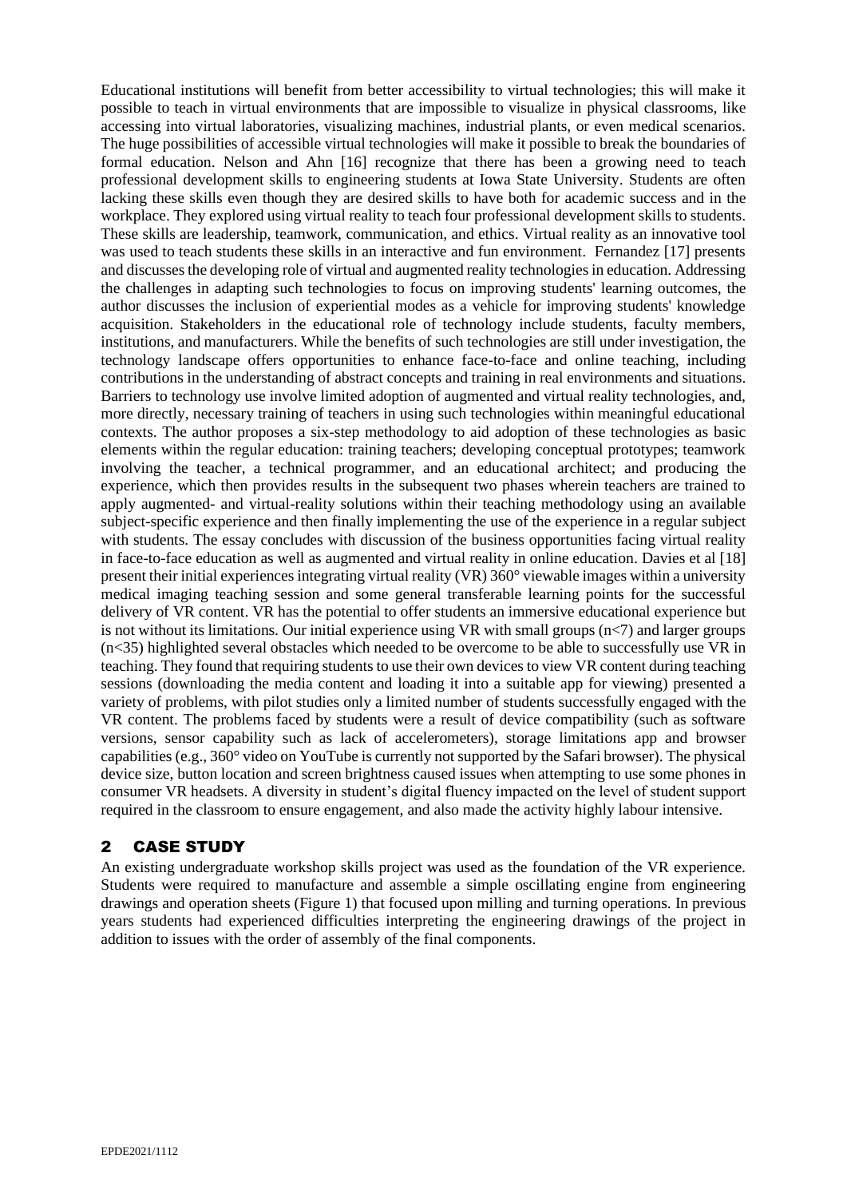Educational institutions will benefit from better accessibility to virtual technologies; this will make it possible to teach in virtual environments that are impossible to visualize in physical classrooms, like accessing into virtual laboratories, visualizing machines, industrial plants, or even medical scenarios. The huge possibilities of accessible virtual technologies will make it possible to break the boundaries of formal education. Nelson and Ahn [16] recognize that there has been a growing need to teach professional development skills to engineering students at Iowa State University. Students are often lacking these skills even though they are desired skills to have both for academic success and in the workplace. They explored using virtual reality to teach four professional development skills to students. These skills are leadership, teamwork, communication, and ethics. Virtual reality as an innovative tool was used to teach students these skills in an interactive and fun environment. Fernandez [17] presents and discusses the developing role of virtual and augmented reality technologies in education. Addressing the challenges in adapting such technologies to focus on improving students' learning outcomes, the author discusses the inclusion of experiential modes as a vehicle for improving students' knowledge acquisition. Stakeholders in the educational role of technology include students, faculty members, institutions, and manufacturers. While the benefits of such technologies are still under investigation, the technology landscape offers opportunities to enhance face-to-face and online teaching, including contributions in the understanding of abstract concepts and training in real environments and situations. Barriers to technology use involve limited adoption of augmented and virtual reality technologies, and, more directly, necessary training of teachers in using such technologies within meaningful educational contexts. The author proposes a six-step methodology to aid adoption of these technologies as basic elements within the regular education: training teachers; developing conceptual prototypes; teamwork involving the teacher, a technical programmer, and an educational architect; and producing the experience, which then provides results in the subsequent two phases wherein teachers are trained to apply augmented- and virtual-reality solutions within their teaching methodology using an available subject-specific experience and then finally implementing the use of the experience in a regular subject with students. The essay concludes with discussion of the business opportunities facing virtual reality in face-to-face education as well as augmented and virtual reality in online education. Davies et al [18] present their initial experiences integrating virtual reality (VR) 360° viewable images within a university medical imaging teaching session and some general transferable learning points for the successful delivery of VR content. VR has the potential to offer students an immersive educational experience but is not without its limitations. Our initial experience using VR with small groups ($n<7$) and larger groups ($n<35$) highlighted several obstacles which needed to be overcome to be able to successfully use VR in teaching. They found that requiring students to use their own devices to view VR content during teaching sessions (downloading the media content and loading it into a suitable app for viewing) presented a variety of problems, with pilot studies only a limited number of students successfully engaged with the VR content. The problems faced by students were a result of device compatibility (such as software versions, sensor capability such as lack of accelerometers), storage limitations app and browser capabilities (e.g., 360° video on YouTube is currently not supported by the Safari browser). The physical device size, button location and screen brightness caused issues when attempting to use some phones in consumer VR headsets. A diversity in student's digital fluency impacted on the level of student support required in the classroom to ensure engagement, and also made the activity highly labour intensive.

## 2 CASE STUDY

An existing undergraduate workshop skills project was used as the foundation of the VR experience. Students were required to manufacture and assemble a simple oscillating engine from engineering drawings and operation sheets (Figure 1) that focused upon milling and turning operations. In previous years students had experienced difficulties interpreting the engineering drawings of the project in addition to issues with the order of assembly of the final components.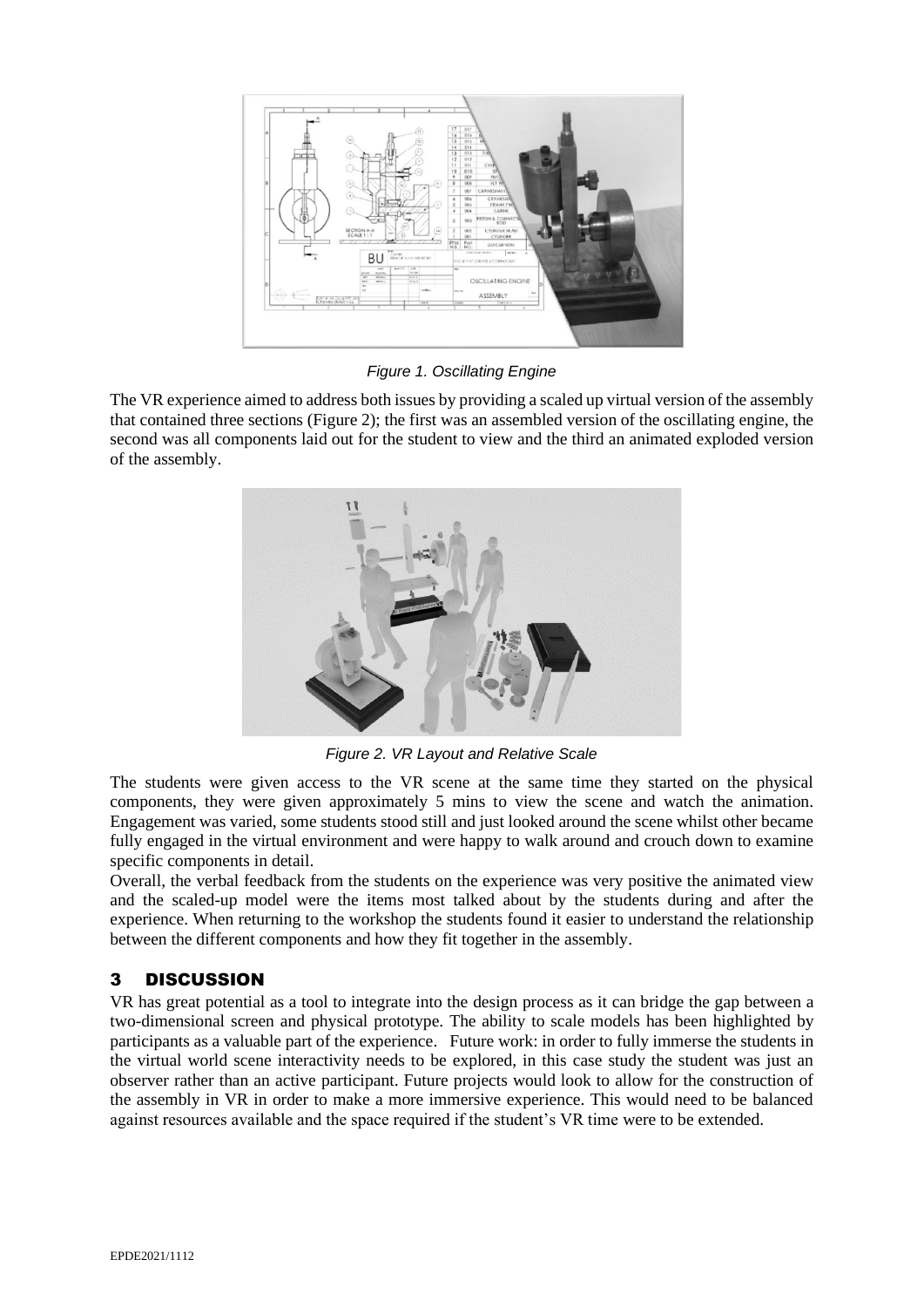*Figure 1. Oscillating Engine*

The VR experience aimed to address both issues by providing a scaled up virtual version of the assembly that contained three sections (Figure 2); the first was an assembled version of the oscillating engine, the second was all components laid out for the student to view and the third an animated exploded version of the assembly.

*Figure 2. VR Layout and Relative Scale*

The students were given access to the VR scene at the same time they started on the physical components, they were given approximately 5 mins to view the scene and watch the animation. Engagement was varied, some students stood still and just looked around the scene whilst other became fully engaged in the virtual environment and were happy to walk around and crouch down to examine specific components in detail.

Overall, the verbal feedback from the students on the experience was very positive the animated view and the scaled-up model were the items most talked about by the students during and after the experience. When returning to the workshop the students found it easier to understand the relationship between the different components and how they fit together in the assembly.

## 3 DISCUSSION

VR has great potential as a tool to integrate into the design process as it can bridge the gap between a two-dimensional screen and physical prototype. The ability to scale models has been highlighted by participants as a valuable part of the experience. Future work: in order to fully immerse the students in the virtual world scene interactivity needs to be explored, in this case study the student was just an observer rather than an active participant. Future projects would look to allow for the construction of the assembly in VR in order to make a more immersive experience. This would need to be balanced against resources available and the space required if the student's VR time were to be extended.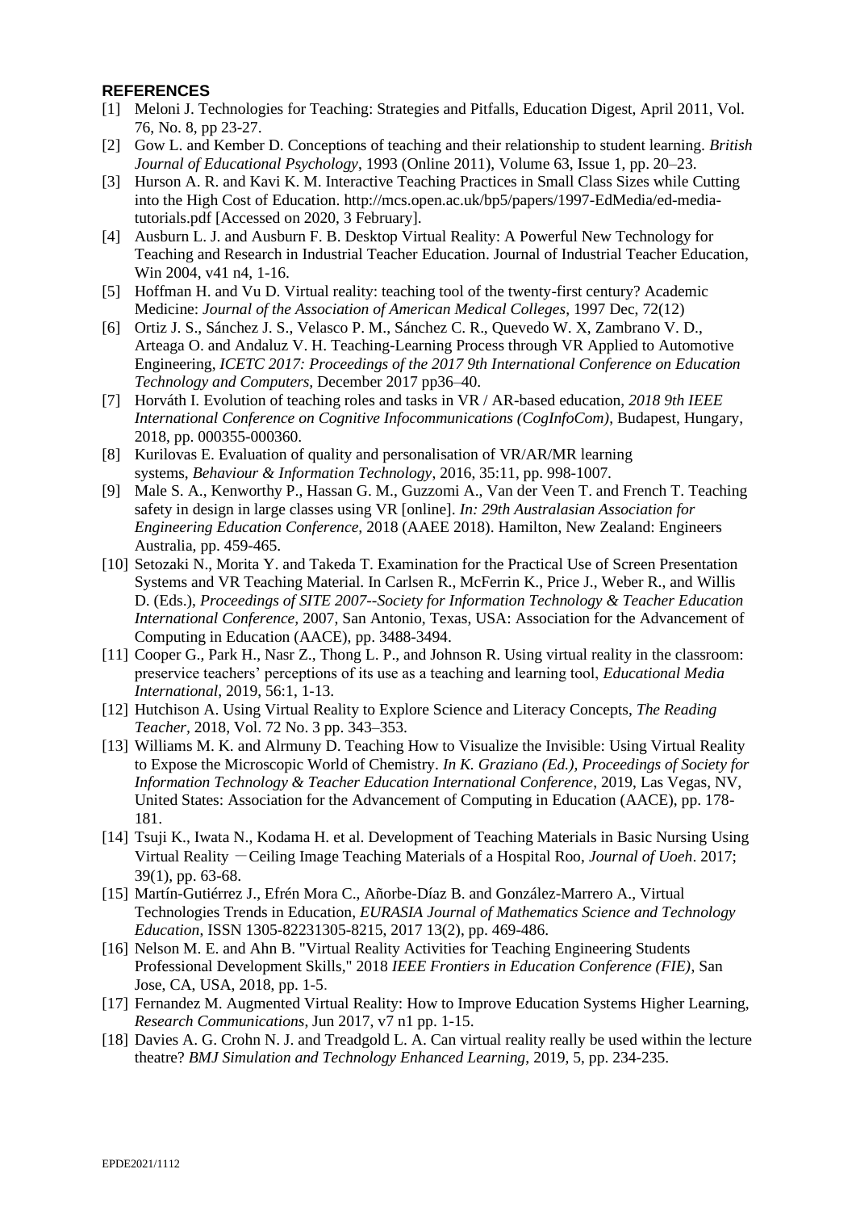## REFERENCES

[1] Meloni J. Technologies for Teaching: Strategies and Pitfalls, Education Digest, April 2011, Vol. 76, No. 8, pp 23-27.

[2] Gow L. and Kember D. Conceptions of teaching and their relationship to student learning. *British Journal of Educational Psychology*, 1993 (Online 2011), Volume 63, Issue 1, pp. 20–23.

[3] Hurson A. R. and Kavi K. M. Interactive Teaching Practices in Small Class Sizes while Cutting into the High Cost of Education. http://mcs.open.ac.uk/bp5/papers/1997-EdMedia/ed-media-tutorials.pdf [Accessed on 2020, 3 February].

[4] Ausburn L. J. and Ausburn F. B. Desktop Virtual Reality: A Powerful New Technology for Teaching and Research in Industrial Teacher Education. Journal of Industrial Teacher Education, Win 2004, v41 n4, 1-16.

[5] Hoffman H. and Vu D. Virtual reality: teaching tool of the twenty-first century? Academic Medicine: *Journal of the Association of American Medical Colleges*, 1997 Dec, 72(12)

[6] Ortiz J. S., Sánchez J. S., Velasco P. M., Sánchez C. R., Quevedo W. X, Zambrano V. D., Arteaga O. and Andaluz V. H. Teaching-Learning Process through VR Applied to Automotive Engineering, *ICETC 2017: Proceedings of the 2017 9th International Conference on Education Technology and Computers*, December 2017 pp36–40.

[7] Horváth I. Evolution of teaching roles and tasks in VR / AR-based education, *2018 9th IEEE International Conference on Cognitive Infocommunications (CogInfoCom)*, Budapest, Hungary, 2018, pp. 000355-000360.

[8] Kurilovas E. Evaluation of quality and personalisation of VR/AR/MR learning systems, *Behaviour & Information Technology*, 2016, 35:11, pp. 998-1007.

[9] Male S. A., Kenworthy P., Hassan G. M., Guzzomi A., Van der Veen T. and French T. Teaching safety in design in large classes using VR [online]. *In: 29th Australasian Association for Engineering Education Conference,* 2018 (AAEE 2018). Hamilton, New Zealand: Engineers Australia, pp. 459-465.

[10] Setozaki N., Morita Y. and Takeda T. Examination for the Practical Use of Screen Presentation Systems and VR Teaching Material. In Carlsen R., McFerrin K., Price J., Weber R., and Willis D. (Eds.), *Proceedings of SITE 2007--Society for Information Technology & Teacher Education International Conference,* 2007, San Antonio, Texas, USA: Association for the Advancement of Computing in Education (AACE), pp. 3488-3494.

[11] Cooper G., Park H., Nasr Z., Thong L. P., and Johnson R. Using virtual reality in the classroom: preservice teachers' perceptions of its use as a teaching and learning tool, *Educational Media International*, 2019, 56:1, 1-13.

[12] Hutchison A. Using Virtual Reality to Explore Science and Literacy Concepts, *The Reading Teacher,* 2018, Vol. 72 No. 3 pp. 343–353.

[13] Williams M. K. and Alrmuny D. Teaching How to Visualize the Invisible: Using Virtual Reality to Expose the Microscopic World of Chemistry. *In K. Graziano (Ed.), Proceedings of Society for Information Technology & Teacher Education International Conference*, 2019, Las Vegas, NV, United States: Association for the Advancement of Computing in Education (AACE), pp. 178-181.

[14] Tsuji K., Iwata N., Kodama H. et al. Development of Teaching Materials in Basic Nursing Using Virtual Reality －Ceiling Image Teaching Materials of a Hospital Roo, *Journal of Uoeh*. 2017; 39(1), pp. 63-68.

[15] Martín-Gutiérrez J., Efrén Mora C., Añorbe-Díaz B. and González-Marrero A., Virtual Technologies Trends in Education, *EURASIA Journal of Mathematics Science and Technology Education*, ISSN 1305-82231305-8215, 2017 13(2), pp. 469-486.

[16] Nelson M. E. and Ahn B. "Virtual Reality Activities for Teaching Engineering Students Professional Development Skills," 2018 *IEEE Frontiers in Education Conference (FIE)*, San Jose, CA, USA, 2018, pp. 1-5.

[17] Fernandez M. Augmented Virtual Reality: How to Improve Education Systems Higher Learning, *Research Communications*, Jun 2017, v7 n1 pp. 1-15.

[18] Davies A. G. Crohn N. J. and Treadgold L. A. Can virtual reality really be used within the lecture theatre? *BMJ Simulation and Technology Enhanced Learning*, 2019, 5, pp. 234-235.